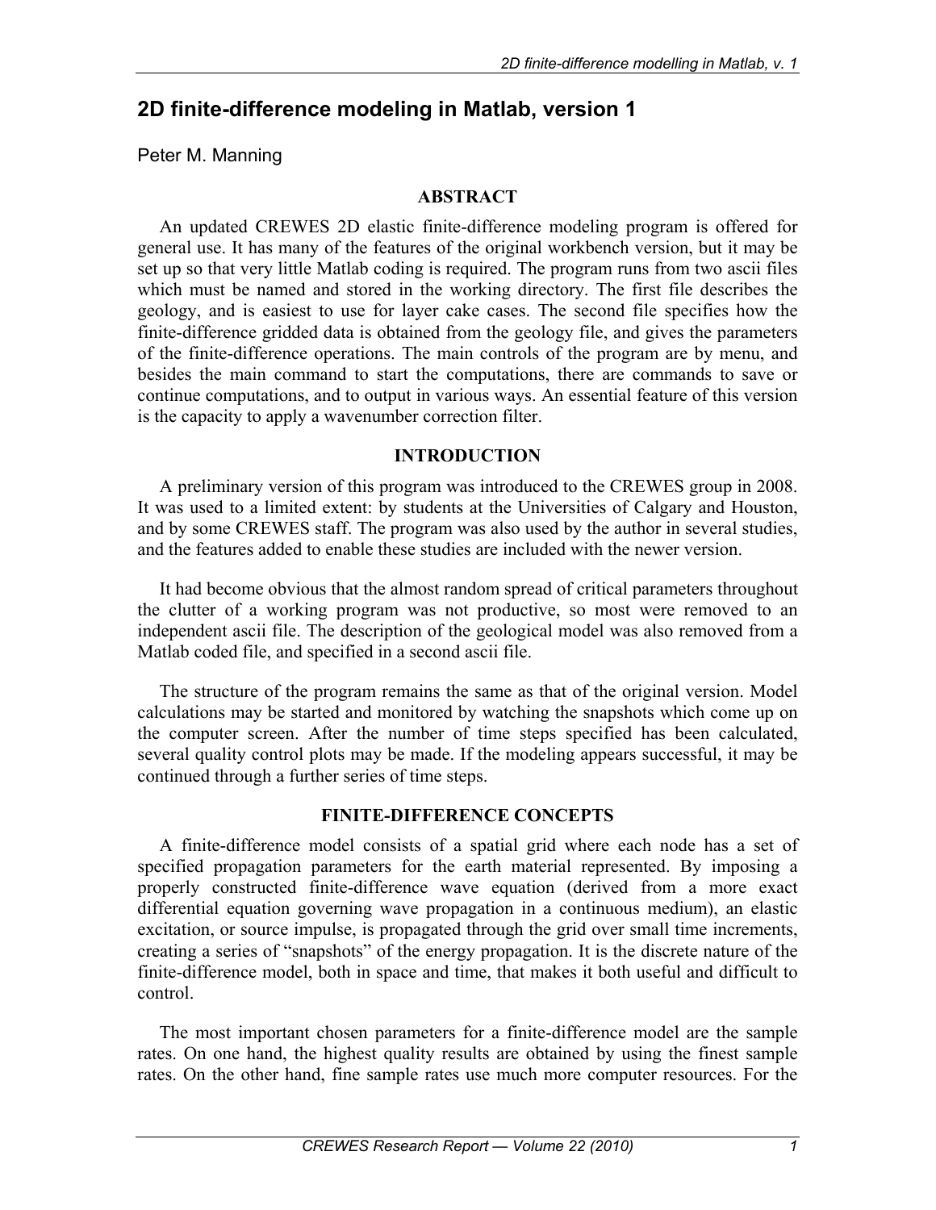# 2D finite-difference modeling in Matlab, version 1

Peter M. Manning

## ABSTRACT

An updated CREWES 2D elastic finite-difference modeling program is offered for general use. It has many of the features of the original workbench version, but it may be set up so that very little Matlab coding is required. The program runs from two ascii files which must be named and stored in the working directory. The first file describes the geology, and is easiest to use for layer cake cases. The second file specifies how the finite-difference gridded data is obtained from the geology file, and gives the parameters of the finite-difference operations. The main controls of the program are by menu, and besides the main command to start the computations, there are commands to save or continue computations, and to output in various ways. An essential feature of this version is the capacity to apply a wavenumber correction filter.

## INTRODUCTION

A preliminary version of this program was introduced to the CREWES group in 2008. It was used to a limited extent: by students at the Universities of Calgary and Houston, and by some CREWES staff. The program was also used by the author in several studies, and the features added to enable these studies are included with the newer version.

It had become obvious that the almost random spread of critical parameters throughout the clutter of a working program was not productive, so most were removed to an independent ascii file. The description of the geological model was also removed from a Matlab coded file, and specified in a second ascii file.

The structure of the program remains the same as that of the original version. Model calculations may be started and monitored by watching the snapshots which come up on the computer screen. After the number of time steps specified has been calculated, several quality control plots may be made. If the modeling appears successful, it may be continued through a further series of time steps.

## FINITE-DIFFERENCE CONCEPTS

A finite-difference model consists of a spatial grid where each node has a set of specified propagation parameters for the earth material represented. By imposing a properly constructed finite-difference wave equation (derived from a more exact differential equation governing wave propagation in a continuous medium), an elastic excitation, or source impulse, is propagated through the grid over small time increments, creating a series of "snapshots" of the energy propagation. It is the discrete nature of the finite-difference model, both in space and time, that makes it both useful and difficult to control.

The most important chosen parameters for a finite-difference model are the sample rates. On one hand, the highest quality results are obtained by using the finest sample rates. On the other hand, fine sample rates use much more computer resources. For the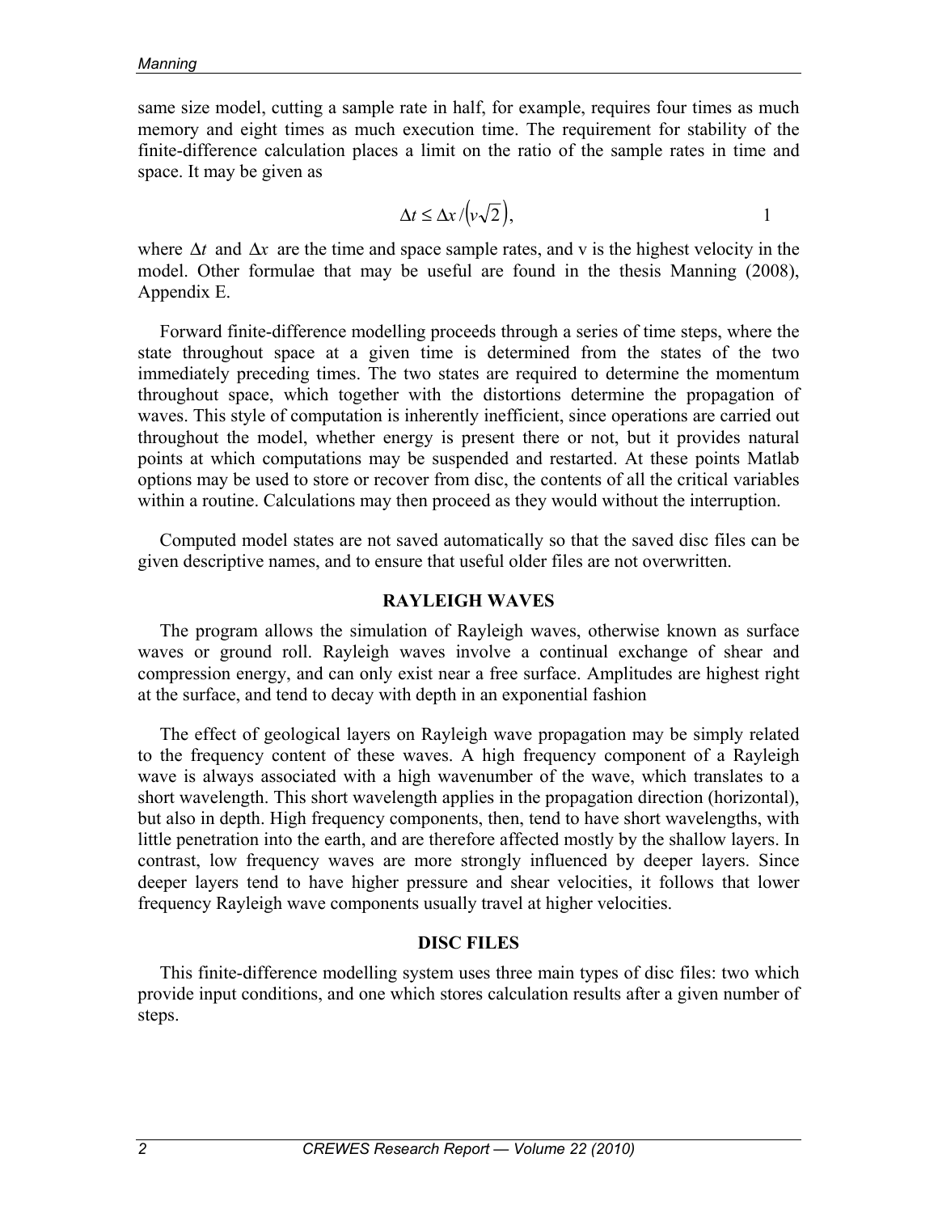same size model, cutting a sample rate in half, for example, requires four times as much memory and eight times as much execution time. The requirement for stability of the finite-difference calculation places a limit on the ratio of the sample rates in time and space. It may be given as

$$\Delta t \leq \Delta x / \left( v\sqrt{2} \right), \qquad 1$$

where $\Delta t$ and $\Delta x$ are the time and space sample rates, and v is the highest velocity in the model. Other formulae that may be useful are found in the thesis Manning (2008), Appendix E.

Forward finite-difference modelling proceeds through a series of time steps, where the state throughout space at a given time is determined from the states of the two immediately preceding times. The two states are required to determine the momentum throughout space, which together with the distortions determine the propagation of waves. This style of computation is inherently inefficient, since operations are carried out throughout the model, whether energy is present there or not, but it provides natural points at which computations may be suspended and restarted. At these points Matlab options may be used to store or recover from disc, the contents of all the critical variables within a routine. Calculations may then proceed as they would without the interruption.

Computed model states are not saved automatically so that the saved disc files can be given descriptive names, and to ensure that useful older files are not overwritten.

## RAYLEIGH WAVES

The program allows the simulation of Rayleigh waves, otherwise known as surface waves or ground roll. Rayleigh waves involve a continual exchange of shear and compression energy, and can only exist near a free surface. Amplitudes are highest right at the surface, and tend to decay with depth in an exponential fashion

The effect of geological layers on Rayleigh wave propagation may be simply related to the frequency content of these waves. A high frequency component of a Rayleigh wave is always associated with a high wavenumber of the wave, which translates to a short wavelength. This short wavelength applies in the propagation direction (horizontal), but also in depth. High frequency components, then, tend to have short wavelengths, with little penetration into the earth, and are therefore affected mostly by the shallow layers. In contrast, low frequency waves are more strongly influenced by deeper layers. Since deeper layers tend to have higher pressure and shear velocities, it follows that lower frequency Rayleigh wave components usually travel at higher velocities.

## DISC FILES

This finite-difference modelling system uses three main types of disc files: two which provide input conditions, and one which stores calculation results after a given number of steps.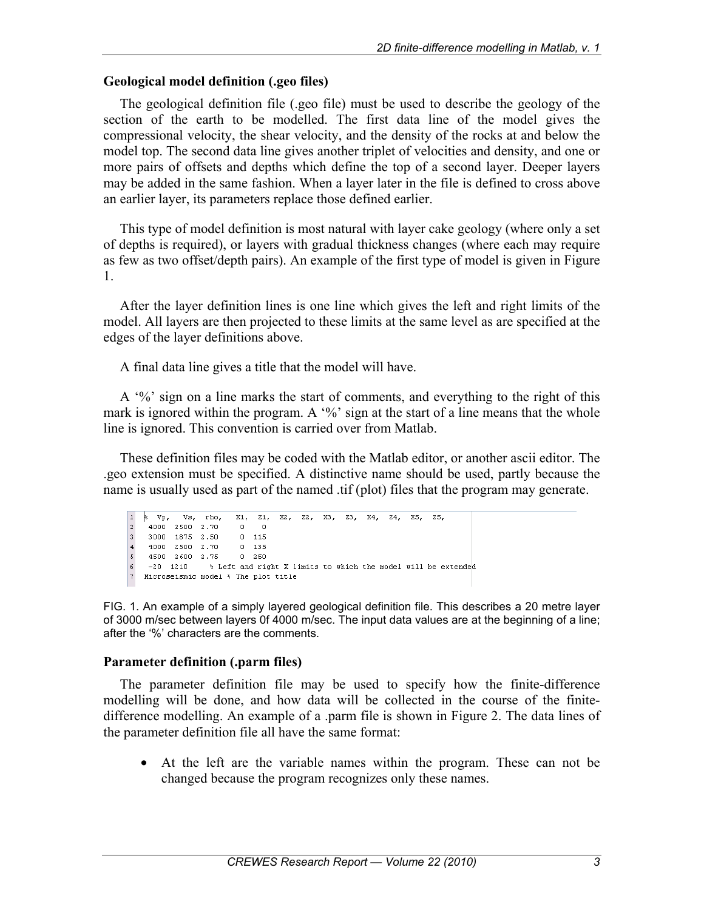### Geological model definition (.geo files)

The geological definition file (.geo file) must be used to describe the geology of the section of the earth to be modelled. The first data line of the model gives the compressional velocity, the shear velocity, and the density of the rocks at and below the model top. The second data line gives another triplet of velocities and density, and one or more pairs of offsets and depths which define the top of a second layer. Deeper layers may be added in the same fashion. When a layer later in the file is defined to cross above an earlier layer, its parameters replace those defined earlier.

This type of model definition is most natural with layer cake geology (where only a set of depths is required), or layers with gradual thickness changes (where each may require as few as two offset/depth pairs). An example of the first type of model is given in Figure 1.

After the layer definition lines is one line which gives the left and right limits of the model. All layers are then projected to these limits at the same level as are specified at the edges of the layer definitions above.

A final data line gives a title that the model will have.

A '%' sign on a line marks the start of comments, and everything to the right of this mark is ignored within the program. A '%' sign at the start of a line means that the whole line is ignored. This convention is carried over from Matlab.

These definition files may be coded with the Matlab editor, or another ascii editor. The .geo extension must be specified. A distinctive name should be used, partly because the name is usually used as part of the named .tif (plot) files that the program may generate.

```
1  % Vp,   Vs,  rho,    X1,  Z1,  X2,  Z2,  X3,  Z3,  X4,  Z4,  X5,  Z5,
2   4000  2500  2.70     0    0
3   3000  1875  2.50     0  115
4   4000  2500  2.70     0  135
5   4500  2600  2.75     0  250
6   -20  1210     % Left and right X limits to which the model will be extended
7  Microseismic model % The plot title
```

FIG. 1. An example of a simply layered geological definition file. This describes a 20 metre layer of 3000 m/sec between layers 0f 4000 m/sec. The input data values are at the beginning of a line; after the '%' characters are the comments.

### Parameter definition (.parm files)

The parameter definition file may be used to specify how the finite-difference modelling will be done, and how data will be collected in the course of the finite-difference modelling. An example of a .parm file is shown in Figure 2. The data lines of the parameter definition file all have the same format:

- At the left are the variable names within the program. These can not be changed because the program recognizes only these names.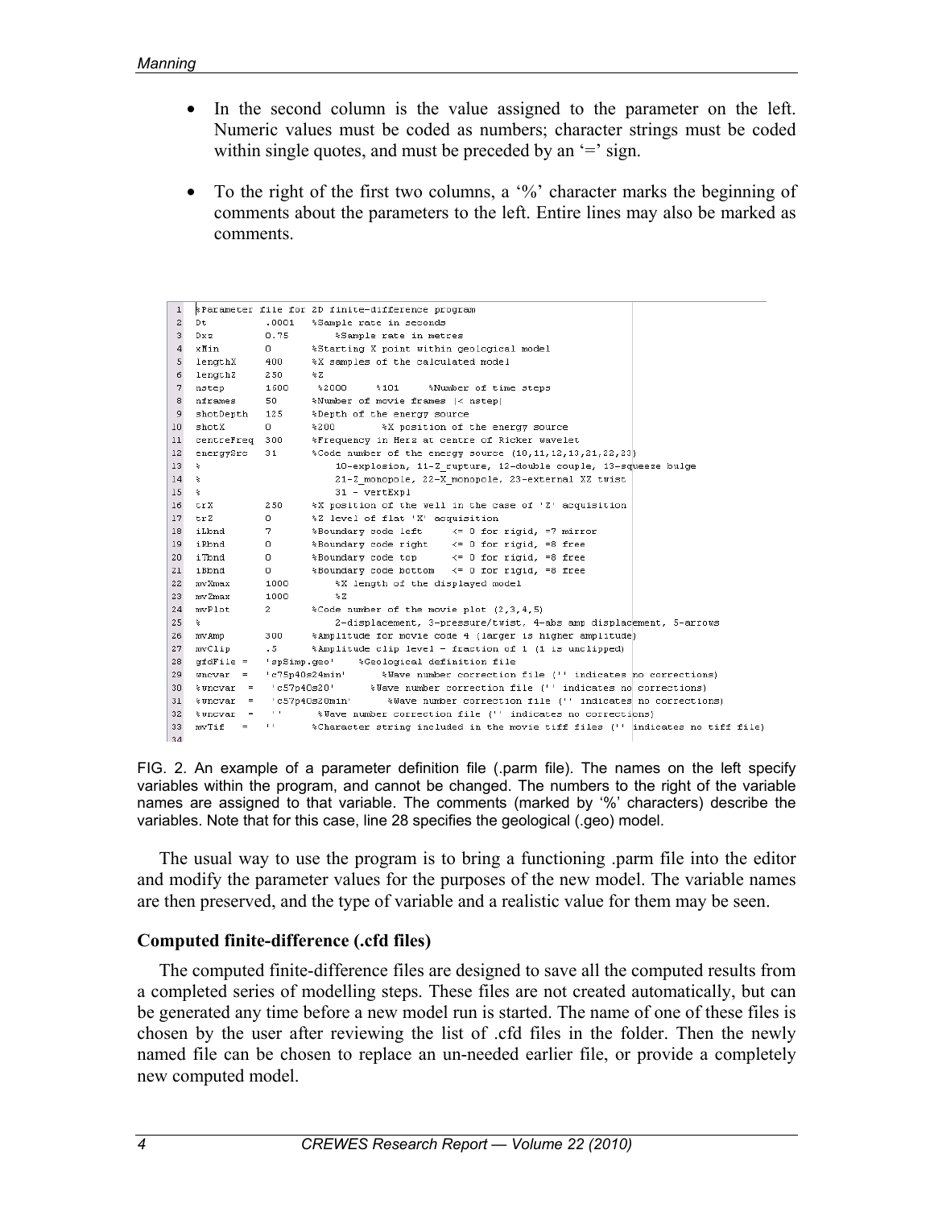- In the second column is the value assigned to the parameter on the left. Numeric values must be coded as numbers; character strings must be coded within single quotes, and must be preceded by an '=' sign.

- To the right of the first two columns, a '%' character marks the beginning of comments about the parameters to the left. Entire lines may also be marked as comments.

```
 1  %Parameter file for 2D finite-difference program
 2  Dt          .0001   %Sample rate in seconds
 3  Dxz         0.75        %Sample rate in metres
 4  xMin        0       %Starting X point within geological model
 5  lengthX     400     %X samples of the calculated model
 6  lengthZ     250     %Z
 7  nstep       1600     %2000    %101     %Number of time steps
 8  nframes     50      %Number of movie frames |< nstep|
 9  shotDepth   125     %Depth of the energy source
10  shotX       0       %200        %X position of the energy source
11  centreFreq  300     %Frequency in Herz at centre of Ricker wavelet
12  energySrc   31      %Code number of the energy source (10,11,12,13,21,22,23)
13  %                       10-explosion, 11-Z_rupture, 12-double couple, 13-squeeze bulge
14  %                       21-Z_monopole, 22-X_monopole, 23-external XZ twist
15  %                       31 - vertExpl
16  trX         250     %X position of the well in the case of 'Z' acquisition
17  trZ         0       %Z level of flat 'X' acquisition
18  iLbnd       7       %Boundary code left     <= 0 for rigid, =7 mirror
19  iRbnd       0       %Boundary code right    <= 0 for rigid, =8 free
20  iTbnd       0       %Boundary code top      <= 0 for rigid, =8 free
21  iBbnd       0       %Boundary code bottom   <= 0 for rigid, =8 free
22  mvXmax      1000        %X length of the displayed model
23  mvZmax      1000        %Z
24  mvPlot      2       %Code number of the movie plot (2,3,4,5)
25  %                       2-displacement, 3-pressure/twist, 4-abs amp displacement, 5-arrows
26  mvAmp       300     %Amplitude for movie code 4 (larger is higher amplitude)
27  mvClip      .5      %Amplitude clip level - fraction of 1 (1 is unclipped)
28  gfdFile =   'spSimp.geo'    %Geological definition file
29  wncvar  =   'c75p40s24min'      %Wave number correction file ('' indicates no corrections)
30  %wncvar  =   'c57p40s20'      %Wave number correction file ('' indicates no corrections)
31  %wncvar  =   'c57p40s20min'      %Wave number correction file ('' indicates no corrections)
32  %wncvar  =   ''      %Wave number correction file ('' indicates no corrections)
33  mvTif   =   ''      %Character string included in the movie tiff files ('' indicates no tiff file)
34
```

FIG. 2. An example of a parameter definition file (.parm file). The names on the left specify variables within the program, and cannot be changed. The numbers to the right of the variable names are assigned to that variable. The comments (marked by '%' characters) describe the variables. Note that for this case, line 28 specifies the geological (.geo) model.

The usual way to use the program is to bring a functioning .parm file into the editor and modify the parameter values for the purposes of the new model. The variable names are then preserved, and the type of variable and a realistic value for them may be seen.

### Computed finite-difference (.cfd files)

The computed finite-difference files are designed to save all the computed results from a completed series of modelling steps. These files are not created automatically, but can be generated any time before a new model run is started. The name of one of these files is chosen by the user after reviewing the list of .cfd files in the folder. Then the newly named file can be chosen to replace an un-needed earlier file, or provide a completely new computed model.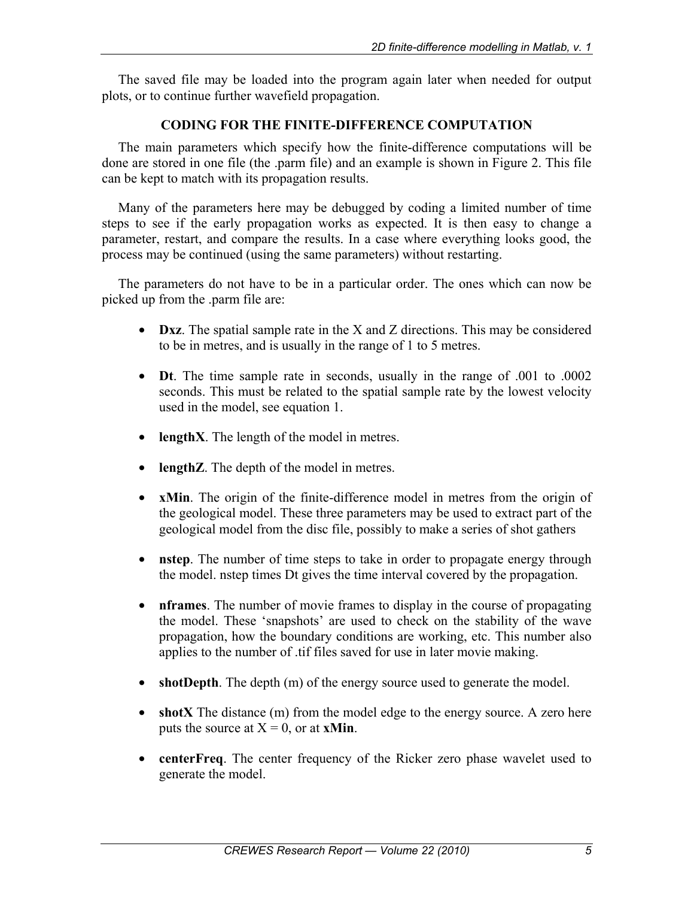The saved file may be loaded into the program again later when needed for output plots, or to continue further wavefield propagation.

## CODING FOR THE FINITE-DIFFERENCE COMPUTATION

The main parameters which specify how the finite-difference computations will be done are stored in one file (the .parm file) and an example is shown in Figure 2. This file can be kept to match with its propagation results.

Many of the parameters here may be debugged by coding a limited number of time steps to see if the early propagation works as expected. It is then easy to change a parameter, restart, and compare the results. In a case where everything looks good, the process may be continued (using the same parameters) without restarting.

The parameters do not have to be in a particular order. The ones which can now be picked up from the .parm file are:

- **Dxz**. The spatial sample rate in the X and Z directions. This may be considered to be in metres, and is usually in the range of 1 to 5 metres.
- **Dt**. The time sample rate in seconds, usually in the range of .001 to .0002 seconds. This must be related to the spatial sample rate by the lowest velocity used in the model, see equation 1.
- **lengthX**. The length of the model in metres.
- **lengthZ**. The depth of the model in metres.
- **xMin**. The origin of the finite-difference model in metres from the origin of the geological model. These three parameters may be used to extract part of the geological model from the disc file, possibly to make a series of shot gathers
- **nstep**. The number of time steps to take in order to propagate energy through the model. nstep times Dt gives the time interval covered by the propagation.
- **nframes**. The number of movie frames to display in the course of propagating the model. These 'snapshots' are used to check on the stability of the wave propagation, how the boundary conditions are working, etc. This number also applies to the number of .tif files saved for use in later movie making.
- **shotDepth**. The depth (m) of the energy source used to generate the model.
- **shotX** The distance (m) from the model edge to the energy source. A zero here puts the source at X = 0, or at **xMin**.
- **centerFreq**. The center frequency of the Ricker zero phase wavelet used to generate the model.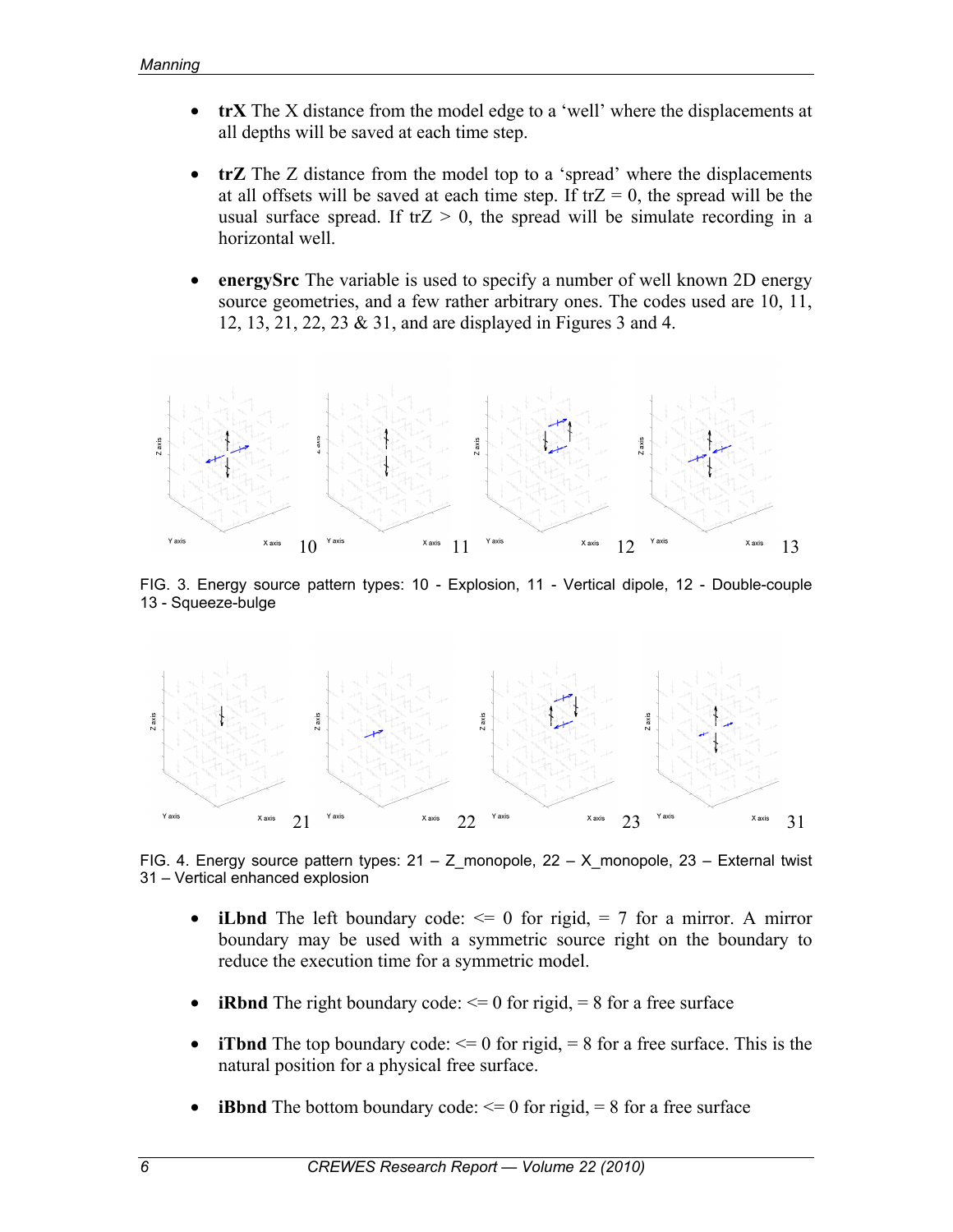- **trX** The X distance from the model edge to a 'well' where the displacements at all depths will be saved at each time step.

- **trZ** The Z distance from the model top to a 'spread' where the displacements at all offsets will be saved at each time step. If trZ = 0, the spread will be the usual surface spread. If trZ > 0, the spread will be simulate recording in a horizontal well.

- **energySrc** The variable is used to specify a number of well known 2D energy source geometries, and a few rather arbitrary ones. The codes used are 10, 11, 12, 13, 21, 22, 23 & 31, and are displayed in Figures 3 and 4.

FIG. 3. Energy source pattern types: 10 - Explosion, 11 - Vertical dipole, 12 - Double-couple 13 - Squeeze-bulge

FIG. 4. Energy source pattern types: 21 – Z_monopole, 22 – X_monopole, 23 – External twist 31 – Vertical enhanced explosion

- **iLbnd** The left boundary code: <= 0 for rigid, = 7 for a mirror. A mirror boundary may be used with a symmetric source right on the boundary to reduce the execution time for a symmetric model.

- **iRbnd** The right boundary code: <= 0 for rigid, = 8 for a free surface

- **iTbnd** The top boundary code: <= 0 for rigid, = 8 for a free surface. This is the natural position for a physical free surface.

- **iBbnd** The bottom boundary code: <= 0 for rigid, = 8 for a free surface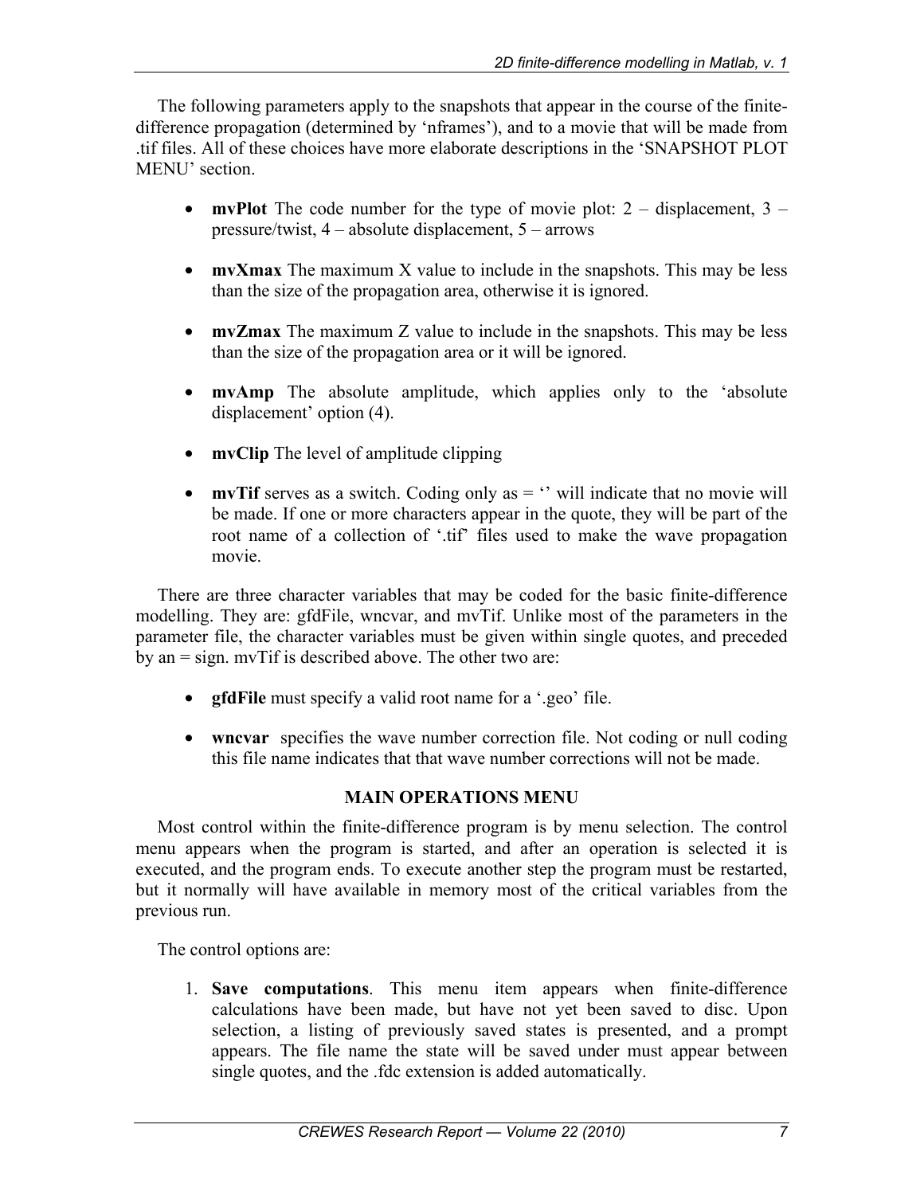The following parameters apply to the snapshots that appear in the course of the finite-difference propagation (determined by 'nframes'), and to a movie that will be made from .tif files. All of these choices have more elaborate descriptions in the 'SNAPSHOT PLOT MENU' section.

- **mvPlot** The code number for the type of movie plot: 2 – displacement, 3 – pressure/twist, 4 – absolute displacement, 5 – arrows
- **mvXmax** The maximum X value to include in the snapshots. This may be less than the size of the propagation area, otherwise it is ignored.
- **mvZmax** The maximum Z value to include in the snapshots. This may be less than the size of the propagation area or it will be ignored.
- **mvAmp** The absolute amplitude, which applies only to the 'absolute displacement' option (4).
- **mvClip** The level of amplitude clipping
- **mvTif** serves as a switch. Coding only as = '' will indicate that no movie will be made. If one or more characters appear in the quote, they will be part of the root name of a collection of '.tif' files used to make the wave propagation movie.

There are three character variables that may be coded for the basic finite-difference modelling. They are: gfdFile, wncvar, and mvTif. Unlike most of the parameters in the parameter file, the character variables must be given within single quotes, and preceded by an = sign. mvTif is described above. The other two are:

- **gfdFile** must specify a valid root name for a '.geo' file.
- **wncvar** specifies the wave number correction file. Not coding or null coding this file name indicates that that wave number corrections will not be made.

## MAIN OPERATIONS MENU

Most control within the finite-difference program is by menu selection. The control menu appears when the program is started, and after an operation is selected it is executed, and the program ends. To execute another step the program must be restarted, but it normally will have available in memory most of the critical variables from the previous run.

The control options are:

1. **Save computations**. This menu item appears when finite-difference calculations have been made, but have not yet been saved to disc. Upon selection, a listing of previously saved states is presented, and a prompt appears. The file name the state will be saved under must appear between single quotes, and the .fdc extension is added automatically.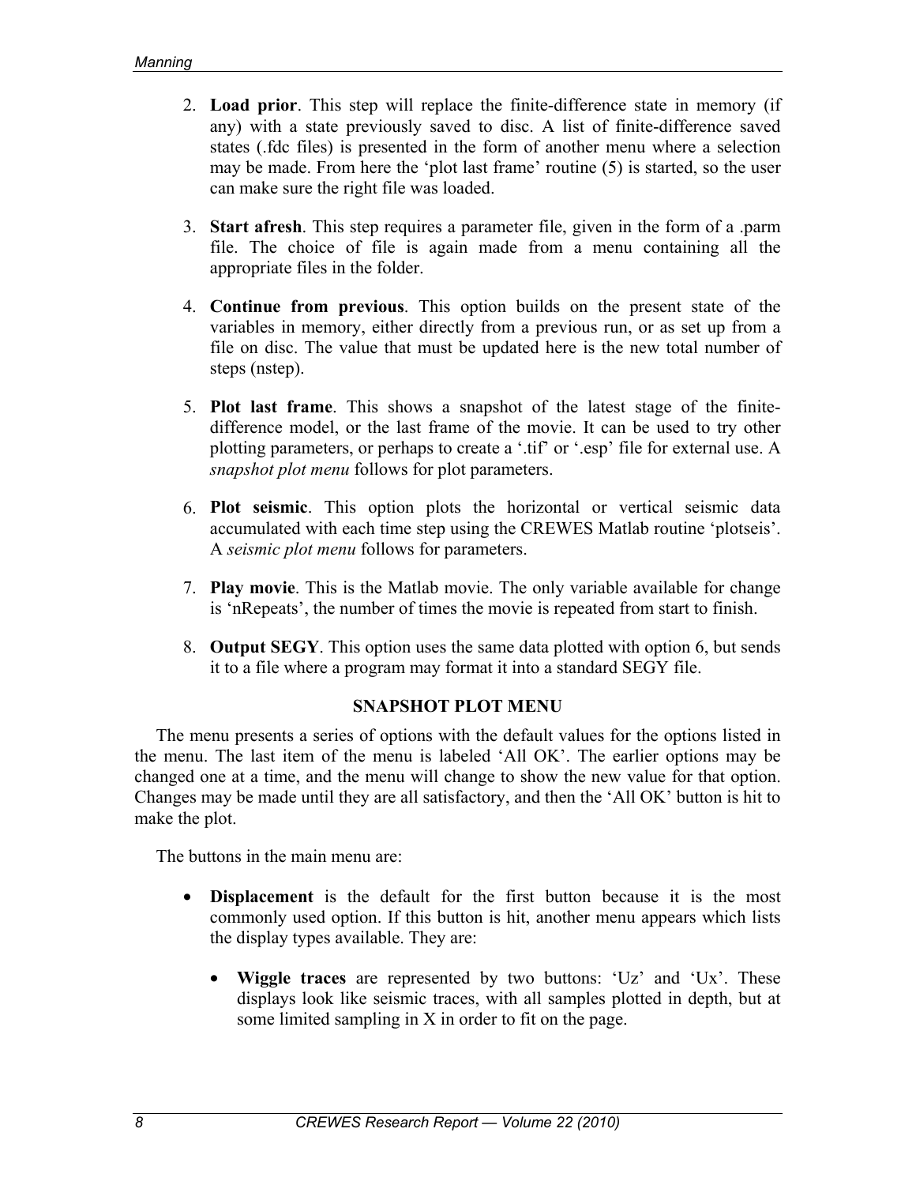2. **Load prior**. This step will replace the finite-difference state in memory (if any) with a state previously saved to disc. A list of finite-difference saved states (.fdc files) is presented in the form of another menu where a selection may be made. From here the 'plot last frame' routine (5) is started, so the user can make sure the right file was loaded.

3. **Start afresh**. This step requires a parameter file, given in the form of a .parm file. The choice of file is again made from a menu containing all the appropriate files in the folder.

4. **Continue from previous**. This option builds on the present state of the variables in memory, either directly from a previous run, or as set up from a file on disc. The value that must be updated here is the new total number of steps (nstep).

5. **Plot last frame**. This shows a snapshot of the latest stage of the finite-difference model, or the last frame of the movie. It can be used to try other plotting parameters, or perhaps to create a '.tif' or '.esp' file for external use. A *snapshot plot menu* follows for plot parameters.

6. **Plot seismic**. This option plots the horizontal or vertical seismic data accumulated with each time step using the CREWES Matlab routine 'plotseis'. A *seismic plot menu* follows for parameters.

7. **Play movie**. This is the Matlab movie. The only variable available for change is 'nRepeats', the number of times the movie is repeated from start to finish.

8. **Output SEGY**. This option uses the same data plotted with option 6, but sends it to a file where a program may format it into a standard SEGY file.

## SNAPSHOT PLOT MENU

The menu presents a series of options with the default values for the options listed in the menu. The last item of the menu is labeled 'All OK'. The earlier options may be changed one at a time, and the menu will change to show the new value for that option. Changes may be made until they are all satisfactory, and then the 'All OK' button is hit to make the plot.

The buttons in the main menu are:

- **Displacement** is the default for the first button because it is the most commonly used option. If this button is hit, another menu appears which lists the display types available. They are:

  - **Wiggle traces** are represented by two buttons: 'Uz' and 'Ux'. These displays look like seismic traces, with all samples plotted in depth, but at some limited sampling in X in order to fit on the page.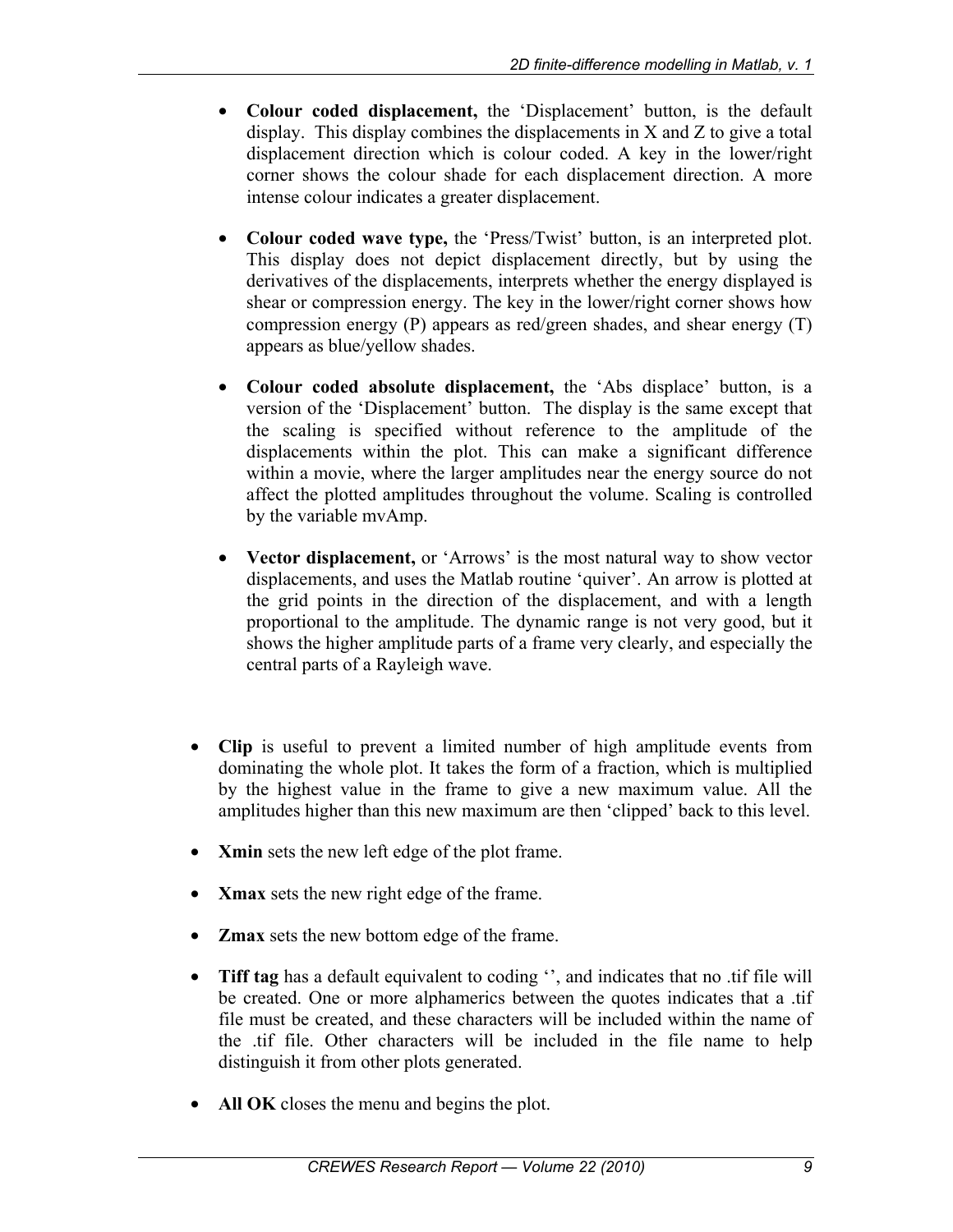- **Colour coded displacement,** the 'Displacement' button, is the default display. This display combines the displacements in X and Z to give a total displacement direction which is colour coded. A key in the lower/right corner shows the colour shade for each displacement direction. A more intense colour indicates a greater displacement.

- **Colour coded wave type,** the 'Press/Twist' button, is an interpreted plot. This display does not depict displacement directly, but by using the derivatives of the displacements, interprets whether the energy displayed is shear or compression energy. The key in the lower/right corner shows how compression energy (P) appears as red/green shades, and shear energy (T) appears as blue/yellow shades.

- **Colour coded absolute displacement,** the 'Abs displace' button, is a version of the 'Displacement' button. The display is the same except that the scaling is specified without reference to the amplitude of the displacements within the plot. This can make a significant difference within a movie, where the larger amplitudes near the energy source do not affect the plotted amplitudes throughout the volume. Scaling is controlled by the variable mvAmp.

- **Vector displacement,** or 'Arrows' is the most natural way to show vector displacements, and uses the Matlab routine 'quiver'. An arrow is plotted at the grid points in the direction of the displacement, and with a length proportional to the amplitude. The dynamic range is not very good, but it shows the higher amplitude parts of a frame very clearly, and especially the central parts of a Rayleigh wave.

- **Clip** is useful to prevent a limited number of high amplitude events from dominating the whole plot. It takes the form of a fraction, which is multiplied by the highest value in the frame to give a new maximum value. All the amplitudes higher than this new maximum are then 'clipped' back to this level.

- **Xmin** sets the new left edge of the plot frame.

- **Xmax** sets the new right edge of the frame.

- **Zmax** sets the new bottom edge of the frame.

- **Tiff tag** has a default equivalent to coding '', and indicates that no .tif file will be created. One or more alphamerics between the quotes indicates that a .tif file must be created, and these characters will be included within the name of the .tif file. Other characters will be included in the file name to help distinguish it from other plots generated.

- **All OK** closes the menu and begins the plot.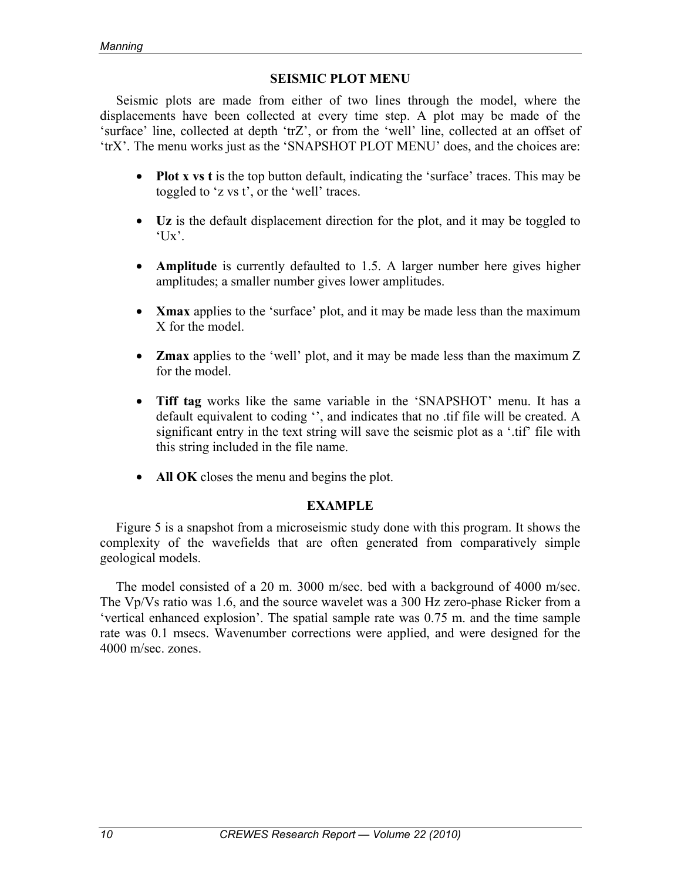## SEISMIC PLOT MENU

Seismic plots are made from either of two lines through the model, where the displacements have been collected at every time step. A plot may be made of the 'surface' line, collected at depth 'trZ', or from the 'well' line, collected at an offset of 'trX'. The menu works just as the 'SNAPSHOT PLOT MENU' does, and the choices are:

- **Plot x vs t** is the top button default, indicating the 'surface' traces. This may be toggled to 'z vs t', or the 'well' traces.
- **Uz** is the default displacement direction for the plot, and it may be toggled to 'Ux'.
- **Amplitude** is currently defaulted to 1.5. A larger number here gives higher amplitudes; a smaller number gives lower amplitudes.
- **Xmax** applies to the 'surface' plot, and it may be made less than the maximum X for the model.
- **Zmax** applies to the 'well' plot, and it may be made less than the maximum Z for the model.
- **Tiff tag** works like the same variable in the 'SNAPSHOT' menu. It has a default equivalent to coding '', and indicates that no .tif file will be created. A significant entry in the text string will save the seismic plot as a '.tif' file with this string included in the file name.
- **All OK** closes the menu and begins the plot.

## EXAMPLE

Figure 5 is a snapshot from a microseismic study done with this program. It shows the complexity of the wavefields that are often generated from comparatively simple geological models.

The model consisted of a 20 m. 3000 m/sec. bed with a background of 4000 m/sec. The Vp/Vs ratio was 1.6, and the source wavelet was a 300 Hz zero-phase Ricker from a 'vertical enhanced explosion'. The spatial sample rate was 0.75 m. and the time sample rate was 0.1 msecs. Wavenumber corrections were applied, and were designed for the 4000 m/sec. zones.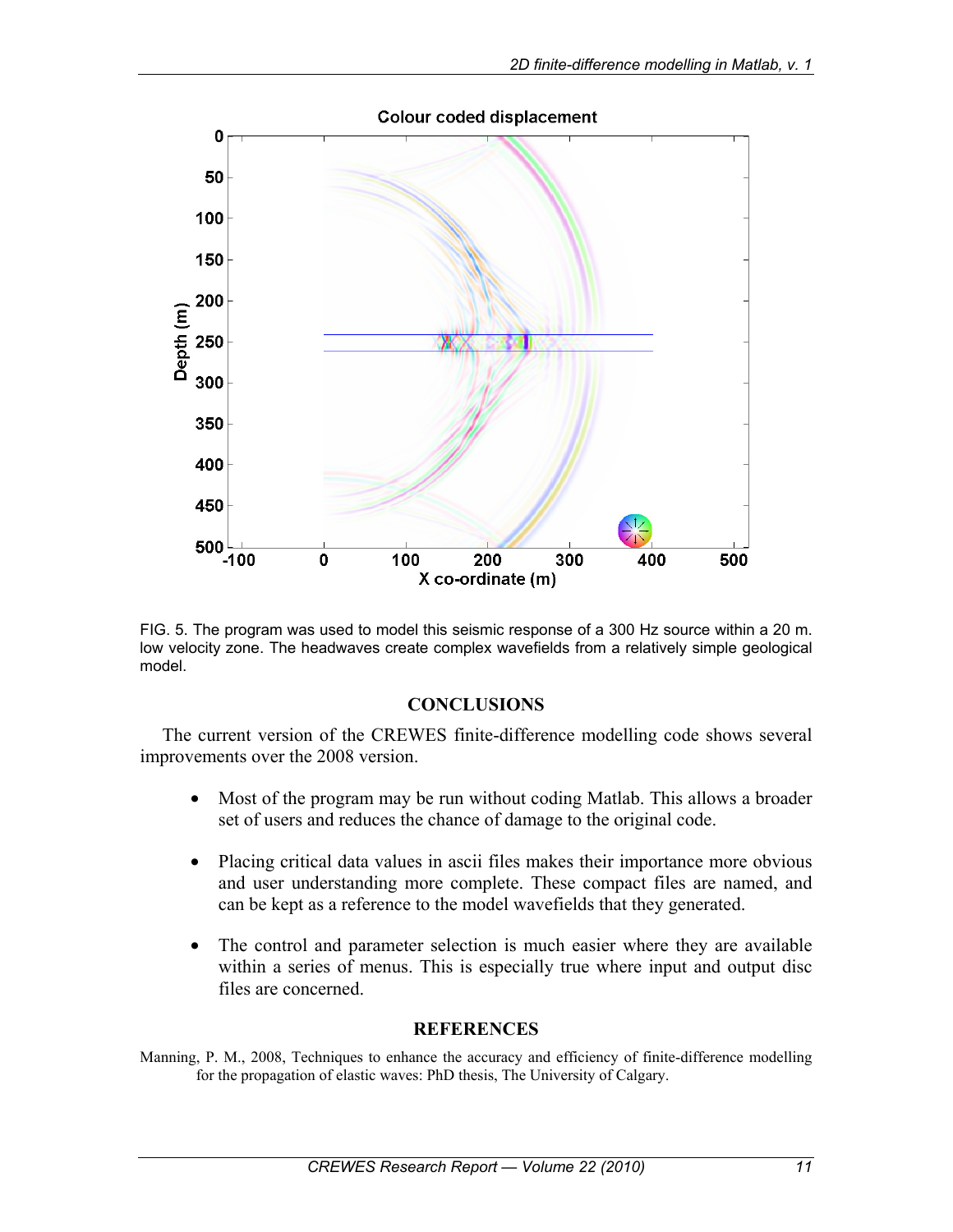Colour coded displacement

Depth (m)

0
50
100
150
200
250
300
350
400
450
500

-100
0
100
200
300
400
500

X co-ordinate (m)

FIG. 5. The program was used to model this seismic response of a 300 Hz source within a 20 m. low velocity zone. The headwaves create complex wavefields from a relatively simple geological model.

## CONCLUSIONS

The current version of the CREWES finite-difference modelling code shows several improvements over the 2008 version.

- Most of the program may be run without coding Matlab. This allows a broader set of users and reduces the chance of damage to the original code.
- Placing critical data values in ascii files makes their importance more obvious and user understanding more complete. These compact files are named, and can be kept as a reference to the model wavefields that they generated.
- The control and parameter selection is much easier where they are available within a series of menus. This is especially true where input and output disc files are concerned.

## REFERENCES

Manning, P. M., 2008, Techniques to enhance the accuracy and efficiency of finite-difference modelling for the propagation of elastic waves: PhD thesis, The University of Calgary.